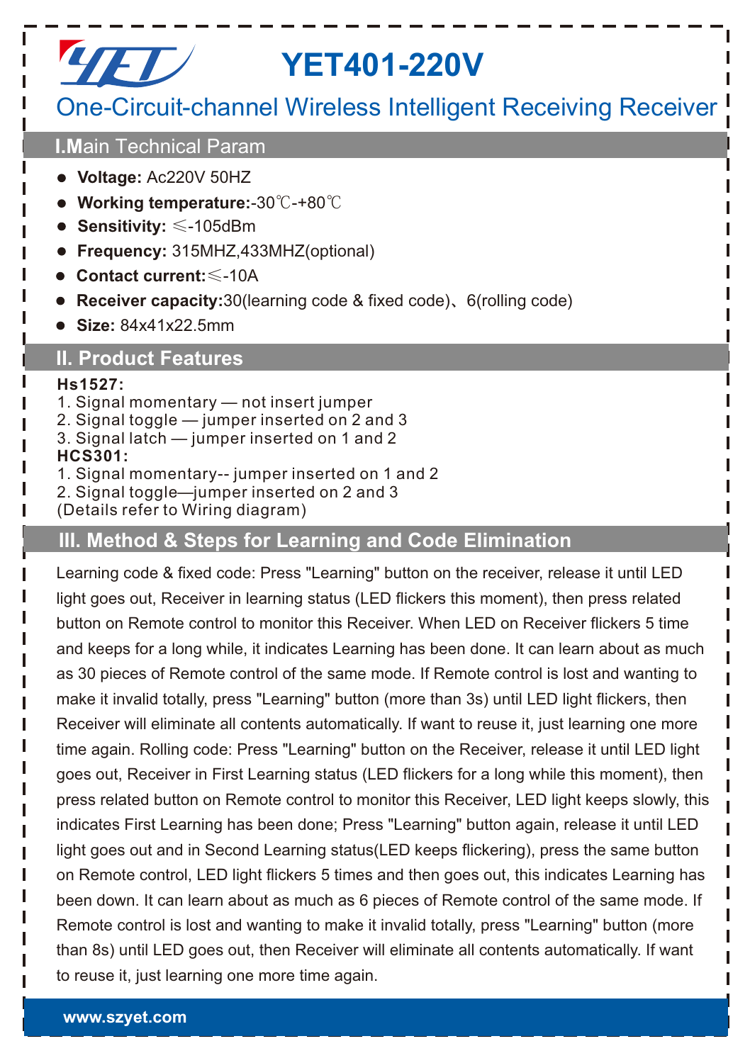# YET401-220V

## One-Circuit-channel Wireless Intelligent Receiving Receiver

## I.Main Technical Param

- **Voltage:** Ac220V 50HZ
- **Working temperature:**-30℃-+80℃
- **Sensitivity:** ≤-105dBm
- **Frequency:** 315MHZ,433MHZ(optional)
- **Contact current:**≤-10A
- **Receiver capacity:**30(learning code & fixed code)、6(rolling code)
- **Size:** 84x41x22.5mm

## II. Product Features

**Hs1527:**

1. Signal momentary — not insert jumper
2. Signal toggle — jumper inserted on 2 and 3
3. Signal latch — jumper inserted on 1 and 2

**HCS301:**

1. Signal momentary-- jumper inserted on 1 and 2
2. Signal toggle—jumper inserted on 2 and 3

(Details refer to Wiring diagram)

## III. Method & Steps for Learning and Code Elimination

Learning code & fixed code: Press "Learning" button on the receiver, release it until LED light goes out, Receiver in learning status (LED flickers this moment), then press related button on Remote control to monitor this Receiver. When LED on Receiver flickers 5 time and keeps for a long while, it indicates Learning has been done. It can learn about as much as 30 pieces of Remote control of the same mode. If Remote control is lost and wanting to make it invalid totally, press "Learning" button (more than 3s) until LED light flickers, then Receiver will eliminate all contents automatically. If want to reuse it, just learning one more time again. Rolling code: Press "Learning" button on the Receiver, release it until LED light goes out, Receiver in First Learning status (LED flickers for a long while this moment), then press related button on Remote control to monitor this Receiver, LED light keeps slowly, this indicates First Learning has been done; Press "Learning" button again, release it until LED light goes out and in Second Learning status(LED keeps flickering), press the same button on Remote control, LED light flickers 5 times and then goes out, this indicates Learning has been down. It can learn about as much as 6 pieces of Remote control of the same mode. If Remote control is lost and wanting to make it invalid totally, press "Learning" button (more than 8s) until LED goes out, then Receiver will eliminate all contents automatically. If want to reuse it, just learning one more time again.

www.szyet.com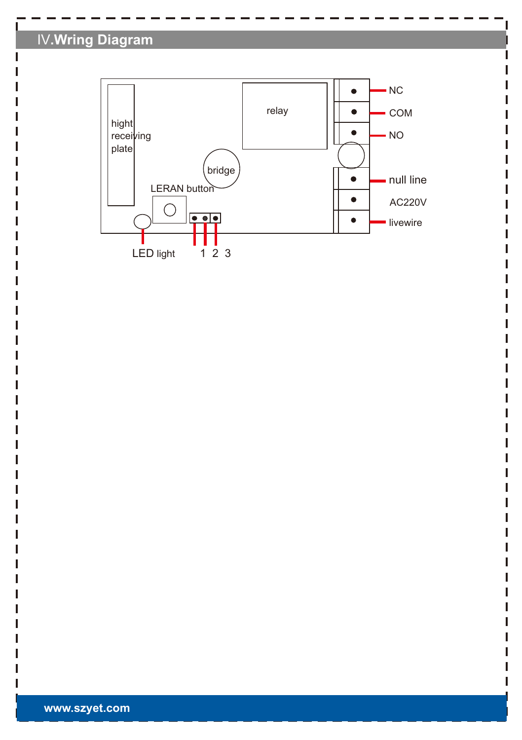## Ⅳ.Wring Diagram

hight receiving plate

relay

bridge

LERAN button

LED light

1 2 3

NC

COM

NO

null line

AC220V

livewire